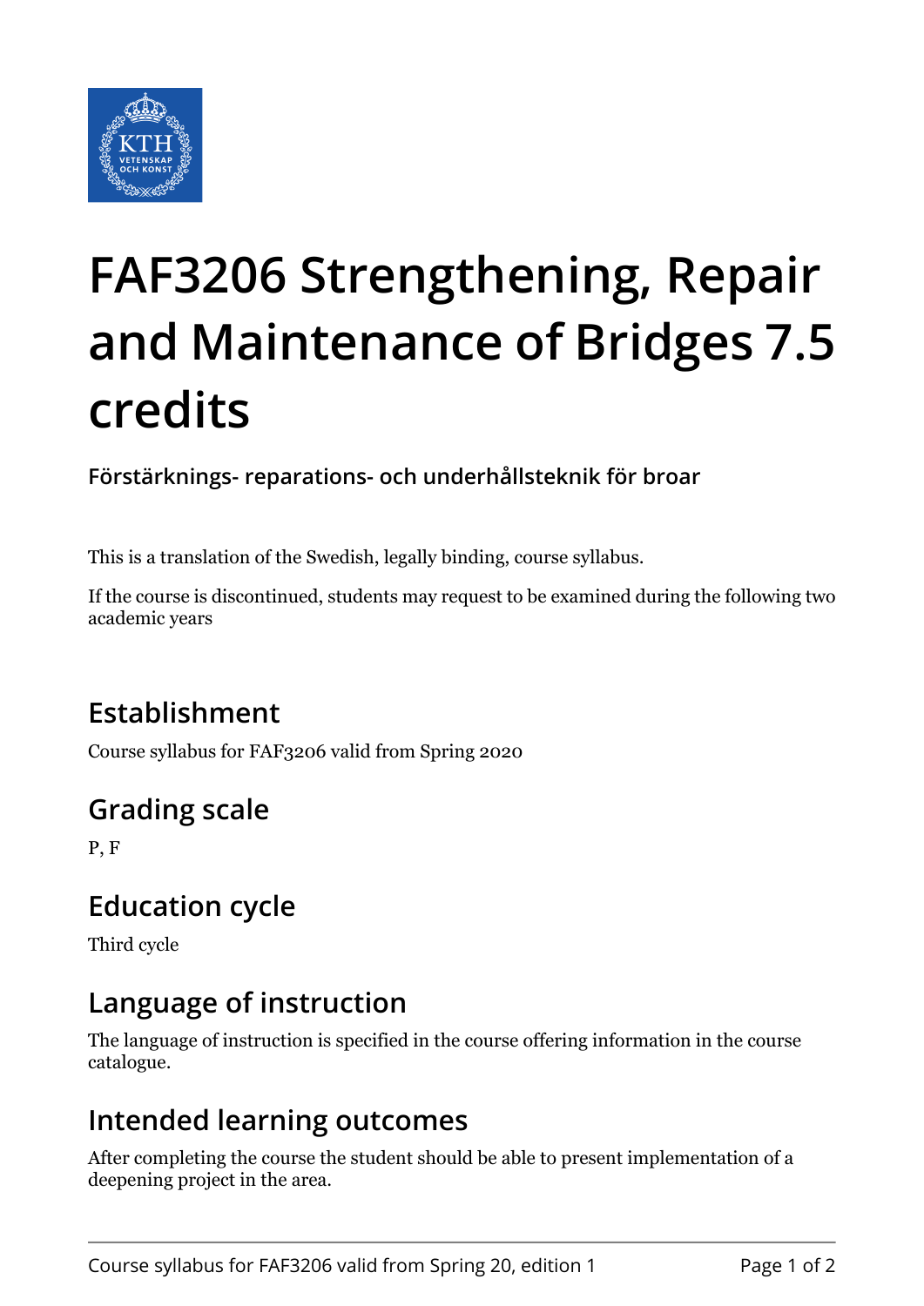# FAF3206 Strengthening, Repair and Maintenance of Bridges 7.5 credits

**Förstärknings- reparations- och underhållsteknik för broar**

This is a translation of the Swedish, legally binding, course syllabus.

If the course is discontinued, students may request to be examined during the following two academic years

## Establishment

Course syllabus for FAF3206 valid from Spring 2020

## Grading scale

P, F

## Education cycle

Third cycle

## Language of instruction

The language of instruction is specified in the course offering information in the course catalogue.

## Intended learning outcomes

After completing the course the student should be able to present implementation of a deepening project in the area.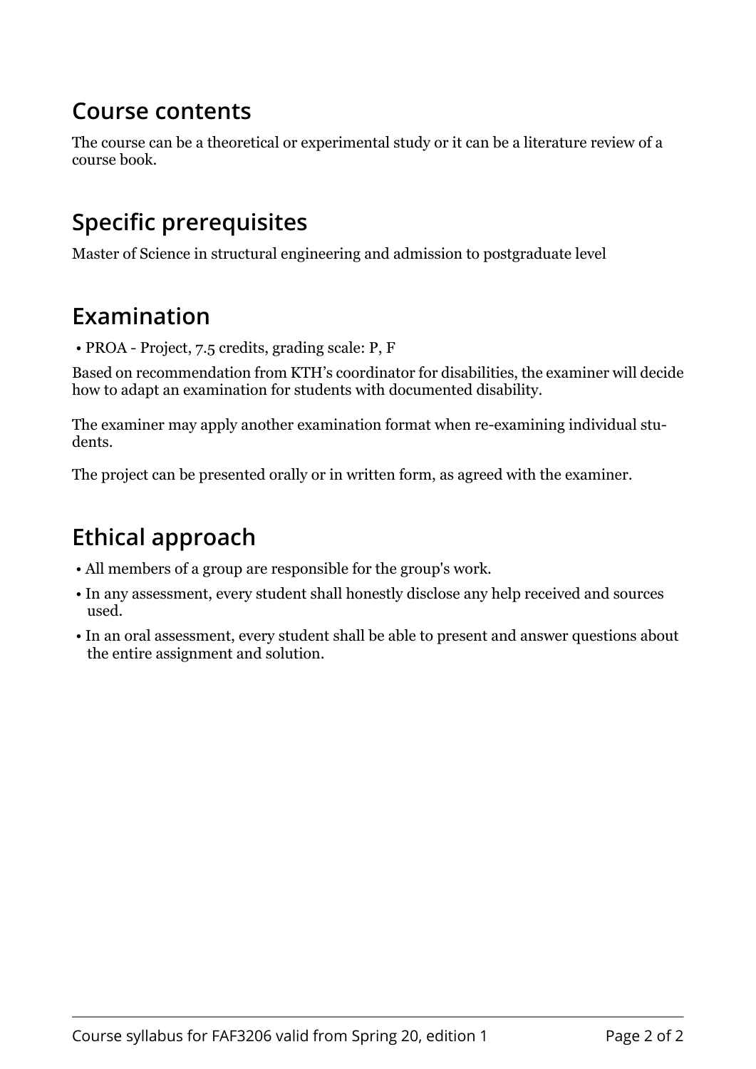## Course contents

The course can be a theoretical or experimental study or it can be a literature review of a course book.

## Specific prerequisites

Master of Science in structural engineering and admission to postgraduate level

## Examination

- PROA - Project, 7.5 credits, grading scale: P, F

Based on recommendation from KTH's coordinator for disabilities, the examiner will decide how to adapt an examination for students with documented disability.

The examiner may apply another examination format when re-examining individual students.

The project can be presented orally or in written form, as agreed with the examiner.

## Ethical approach

- All members of a group are responsible for the group's work.
- In any assessment, every student shall honestly disclose any help received and sources used.
- In an oral assessment, every student shall be able to present and answer questions about the entire assignment and solution.